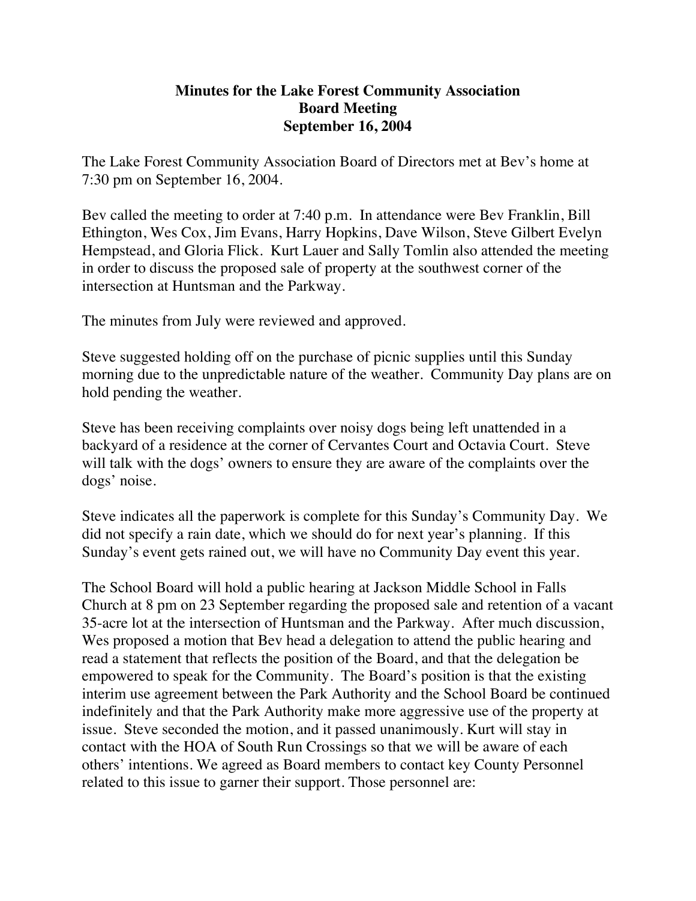**Minutes for the Lake Forest Community Association**
**Board Meeting**
**September 16, 2004**

The Lake Forest Community Association Board of Directors met at Bev's home at 7:30 pm on September 16, 2004.

Bev called the meeting to order at 7:40 p.m. In attendance were Bev Franklin, Bill Ethington, Wes Cox, Jim Evans, Harry Hopkins, Dave Wilson, Steve Gilbert Evelyn Hempstead, and Gloria Flick. Kurt Lauer and Sally Tomlin also attended the meeting in order to discuss the proposed sale of property at the southwest corner of the intersection at Huntsman and the Parkway.

The minutes from July were reviewed and approved.

Steve suggested holding off on the purchase of picnic supplies until this Sunday morning due to the unpredictable nature of the weather. Community Day plans are on hold pending the weather.

Steve has been receiving complaints over noisy dogs being left unattended in a backyard of a residence at the corner of Cervantes Court and Octavia Court. Steve will talk with the dogs' owners to ensure they are aware of the complaints over the dogs' noise.

Steve indicates all the paperwork is complete for this Sunday's Community Day. We did not specify a rain date, which we should do for next year's planning. If this Sunday's event gets rained out, we will have no Community Day event this year.

The School Board will hold a public hearing at Jackson Middle School in Falls Church at 8 pm on 23 September regarding the proposed sale and retention of a vacant 35-acre lot at the intersection of Huntsman and the Parkway. After much discussion, Wes proposed a motion that Bev head a delegation to attend the public hearing and read a statement that reflects the position of the Board, and that the delegation be empowered to speak for the Community. The Board's position is that the existing interim use agreement between the Park Authority and the School Board be continued indefinitely and that the Park Authority make more aggressive use of the property at issue. Steve seconded the motion, and it passed unanimously. Kurt will stay in contact with the HOA of South Run Crossings so that we will be aware of each others' intentions. We agreed as Board members to contact key County Personnel related to this issue to garner their support. Those personnel are: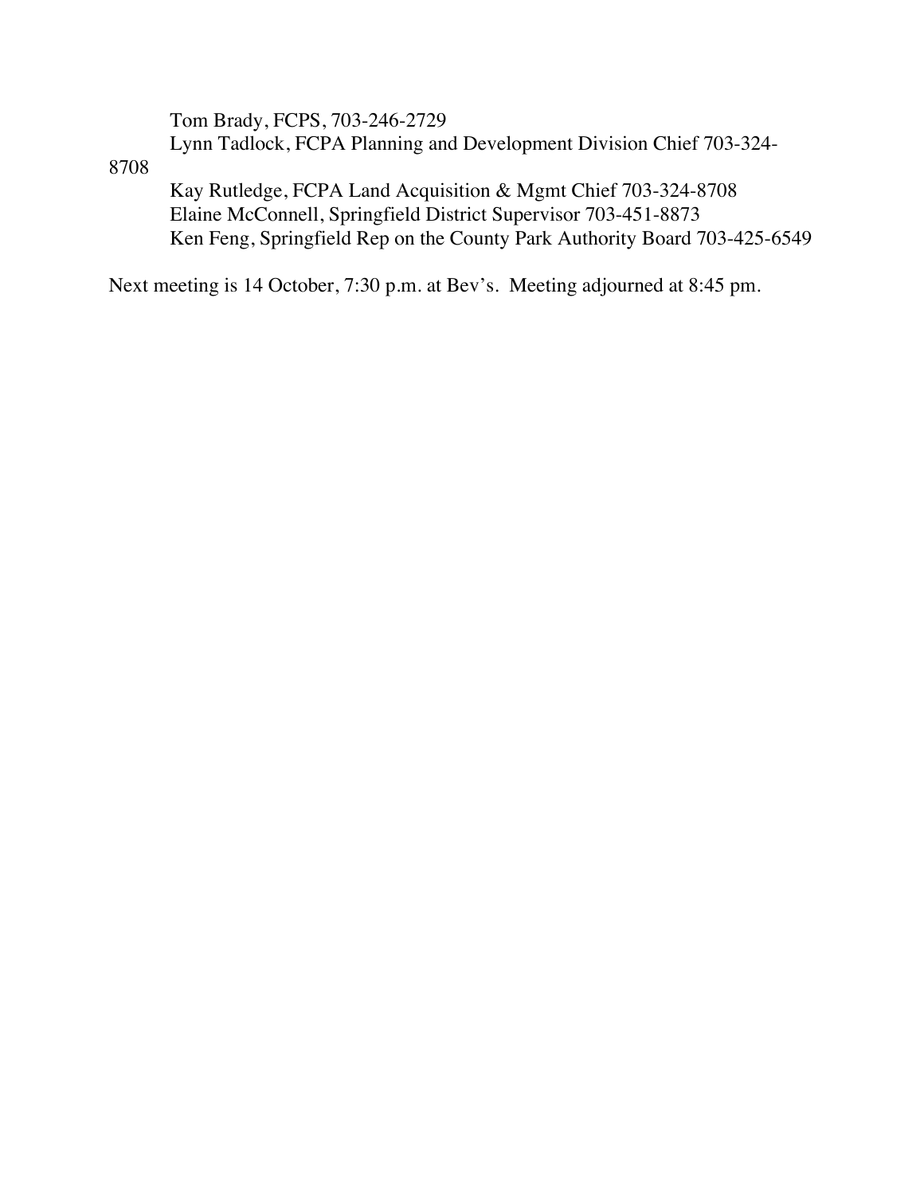Tom Brady, FCPS, 703-246-2729
Lynn Tadlock, FCPA Planning and Development Division Chief 703-324-8708
Kay Rutledge, FCPA Land Acquisition & Mgmt Chief 703-324-8708
Elaine McConnell, Springfield District Supervisor 703-451-8873
Ken Feng, Springfield Rep on the County Park Authority Board 703-425-6549

Next meeting is 14 October, 7:30 p.m. at Bev's. Meeting adjourned at 8:45 pm.